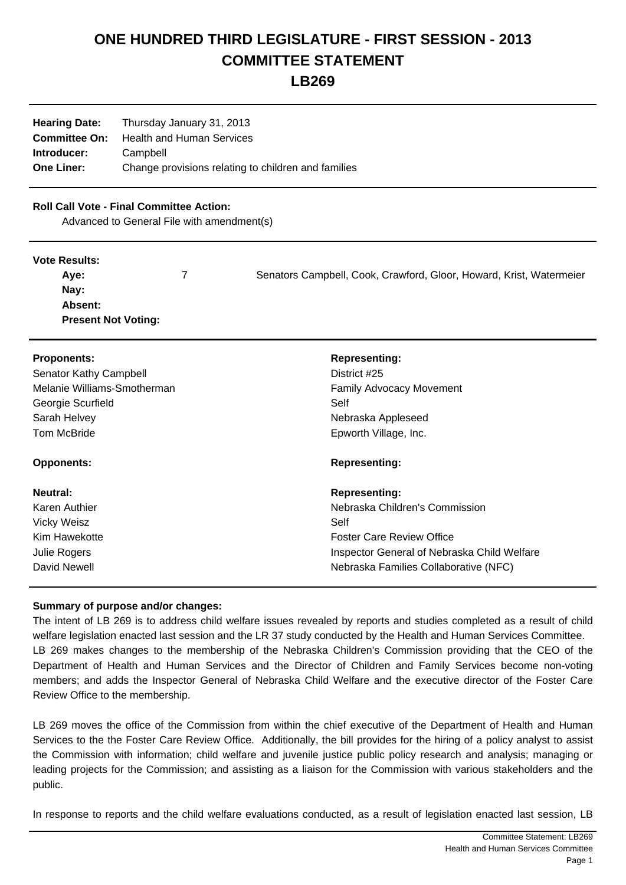# ONE HUNDRED THIRD LEGISLATURE - FIRST SESSION - 2013
# COMMITTEE STATEMENT
# LB269

**Hearing Date:** Thursday January 31, 2013
**Committee On:** Health and Human Services
**Introducer:** Campbell
**One Liner:** Change provisions relating to children and families

**Roll Call Vote - Final Committee Action:**
Advanced to General File with amendment(s)

**Vote Results:**

| | | |
|---|---|---|
| **Aye:** | 7 | Senators Campbell, Cook, Crawford, Gloor, Howard, Krist, Watermeier |
| **Nay:** | | |
| **Absent:** | | |
| **Present Not Voting:** | | |

| **Proponents:** | **Representing:** |
|---|---|
| Senator Kathy Campbell | District #25 |
| Melanie Williams-Smotherman | Family Advocacy Movement |
| Georgie Scurfield | Self |
| Sarah Helvey | Nebraska Appleseed |
| Tom McBride | Epworth Village, Inc. |

| **Opponents:** | **Representing:** |
|---|---|

| **Neutral:** | **Representing:** |
|---|---|
| Karen Authier | Nebraska Children's Commission |
| Vicky Weisz | Self |
| Kim Hawekotte | Foster Care Review Office |
| Julie Rogers | Inspector General of Nebraska Child Welfare |
| David Newell | Nebraska Families Collaborative (NFC) |

**Summary of purpose and/or changes:**

The intent of LB 269 is to address child welfare issues revealed by reports and studies completed as a result of child welfare legislation enacted last session and the LR 37 study conducted by the Health and Human Services Committee. LB 269 makes changes to the membership of the Nebraska Children's Commission providing that the CEO of the Department of Health and Human Services and the Director of Children and Family Services become non-voting members; and adds the Inspector General of Nebraska Child Welfare and the executive director of the Foster Care Review Office to the membership.

LB 269 moves the office of the Commission from within the chief executive of the Department of Health and Human Services to the the Foster Care Review Office. Additionally, the bill provides for the hiring of a policy analyst to assist the Commission with information; child welfare and juvenile justice public policy research and analysis; managing or leading projects for the Commission; and assisting as a liaison for the Commission with various stakeholders and the public.

In response to reports and the child welfare evaluations conducted, as a result of legislation enacted last session, LB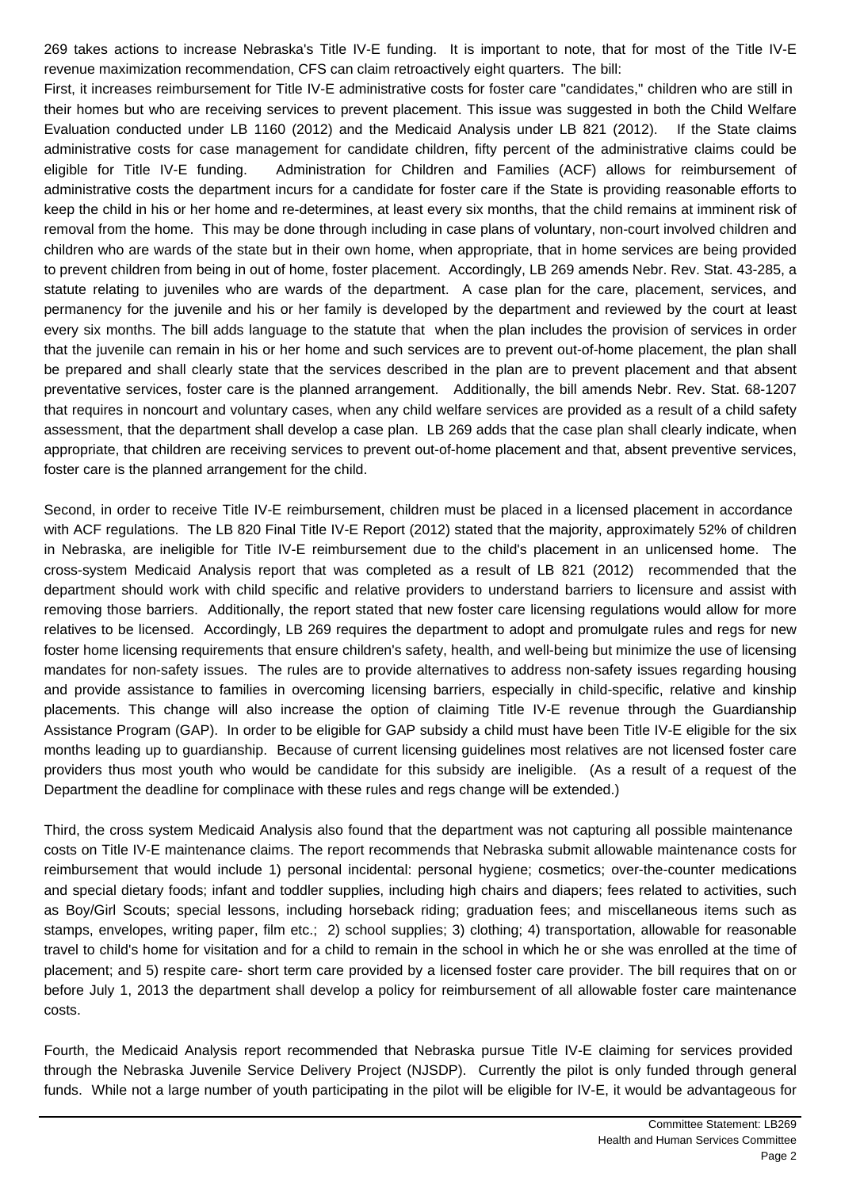269 takes actions to increase Nebraska's Title IV-E funding. It is important to note, that for most of the Title IV-E revenue maximization recommendation, CFS can claim retroactively eight quarters. The bill:

First, it increases reimbursement for Title IV-E administrative costs for foster care "candidates," children who are still in their homes but who are receiving services to prevent placement. This issue was suggested in both the Child Welfare Evaluation conducted under LB 1160 (2012) and the Medicaid Analysis under LB 821 (2012). If the State claims administrative costs for case management for candidate children, fifty percent of the administrative claims could be eligible for Title IV-E funding. Administration for Children and Families (ACF) allows for reimbursement of administrative costs the department incurs for a candidate for foster care if the State is providing reasonable efforts to keep the child in his or her home and re-determines, at least every six months, that the child remains at imminent risk of removal from the home. This may be done through including in case plans of voluntary, non-court involved children and children who are wards of the state but in their own home, when appropriate, that in home services are being provided to prevent children from being in out of home, foster placement. Accordingly, LB 269 amends Nebr. Rev. Stat. 43-285, a statute relating to juveniles who are wards of the department. A case plan for the care, placement, services, and permanency for the juvenile and his or her family is developed by the department and reviewed by the court at least every six months. The bill adds language to the statute that when the plan includes the provision of services in order that the juvenile can remain in his or her home and such services are to prevent out-of-home placement, the plan shall be prepared and shall clearly state that the services described in the plan are to prevent placement and that absent preventative services, foster care is the planned arrangement. Additionally, the bill amends Nebr. Rev. Stat. 68-1207 that requires in noncourt and voluntary cases, when any child welfare services are provided as a result of a child safety assessment, that the department shall develop a case plan. LB 269 adds that the case plan shall clearly indicate, when appropriate, that children are receiving services to prevent out-of-home placement and that, absent preventive services, foster care is the planned arrangement for the child.

Second, in order to receive Title IV-E reimbursement, children must be placed in a licensed placement in accordance with ACF regulations. The LB 820 Final Title IV-E Report (2012) stated that the majority, approximately 52% of children in Nebraska, are ineligible for Title IV-E reimbursement due to the child's placement in an unlicensed home. The cross-system Medicaid Analysis report that was completed as a result of LB 821 (2012) recommended that the department should work with child specific and relative providers to understand barriers to licensure and assist with removing those barriers. Additionally, the report stated that new foster care licensing regulations would allow for more relatives to be licensed. Accordingly, LB 269 requires the department to adopt and promulgate rules and regs for new foster home licensing requirements that ensure children's safety, health, and well-being but minimize the use of licensing mandates for non-safety issues. The rules are to provide alternatives to address non-safety issues regarding housing and provide assistance to families in overcoming licensing barriers, especially in child-specific, relative and kinship placements. This change will also increase the option of claiming Title IV-E revenue through the Guardianship Assistance Program (GAP). In order to be eligible for GAP subsidy a child must have been Title IV-E eligible for the six months leading up to guardianship. Because of current licensing guidelines most relatives are not licensed foster care providers thus most youth who would be candidate for this subsidy are ineligible. (As a result of a request of the Department the deadline for complinace with these rules and regs change will be extended.)

Third, the cross system Medicaid Analysis also found that the department was not capturing all possible maintenance costs on Title IV-E maintenance claims. The report recommends that Nebraska submit allowable maintenance costs for reimbursement that would include 1) personal incidental: personal hygiene; cosmetics; over-the-counter medications and special dietary foods; infant and toddler supplies, including high chairs and diapers; fees related to activities, such as Boy/Girl Scouts; special lessons, including horseback riding; graduation fees; and miscellaneous items such as stamps, envelopes, writing paper, film etc.; 2) school supplies; 3) clothing; 4) transportation, allowable for reasonable travel to child's home for visitation and for a child to remain in the school in which he or she was enrolled at the time of placement; and 5) respite care- short term care provided by a licensed foster care provider. The bill requires that on or before July 1, 2013 the department shall develop a policy for reimbursement of all allowable foster care maintenance costs.

Fourth, the Medicaid Analysis report recommended that Nebraska pursue Title IV-E claiming for services provided through the Nebraska Juvenile Service Delivery Project (NJSDP). Currently the pilot is only funded through general funds. While not a large number of youth participating in the pilot will be eligible for IV-E, it would be advantageous for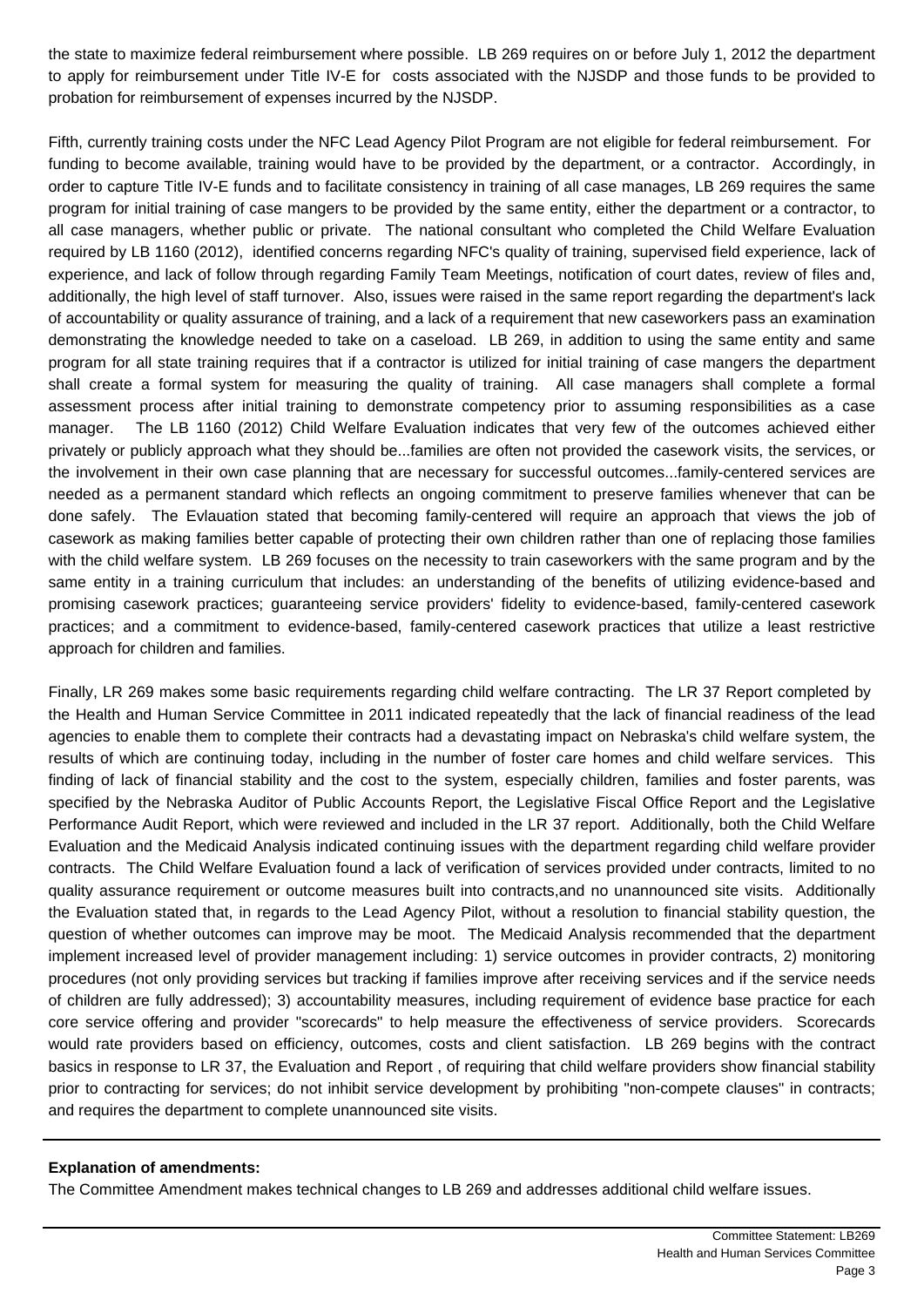the state to maximize federal reimbursement where possible. LB 269 requires on or before July 1, 2012 the department to apply for reimbursement under Title IV-E for costs associated with the NJSDP and those funds to be provided to probation for reimbursement of expenses incurred by the NJSDP.

Fifth, currently training costs under the NFC Lead Agency Pilot Program are not eligible for federal reimbursement. For funding to become available, training would have to be provided by the department, or a contractor. Accordingly, in order to capture Title IV-E funds and to facilitate consistency in training of all case manages, LB 269 requires the same program for initial training of case mangers to be provided by the same entity, either the department or a contractor, to all case managers, whether public or private. The national consultant who completed the Child Welfare Evaluation required by LB 1160 (2012), identified concerns regarding NFC's quality of training, supervised field experience, lack of experience, and lack of follow through regarding Family Team Meetings, notification of court dates, review of files and, additionally, the high level of staff turnover. Also, issues were raised in the same report regarding the department's lack of accountability or quality assurance of training, and a lack of a requirement that new caseworkers pass an examination demonstrating the knowledge needed to take on a caseload. LB 269, in addition to using the same entity and same program for all state training requires that if a contractor is utilized for initial training of case mangers the department shall create a formal system for measuring the quality of training. All case managers shall complete a formal assessment process after initial training to demonstrate competency prior to assuming responsibilities as a case manager. The LB 1160 (2012) Child Welfare Evaluation indicates that very few of the outcomes achieved either privately or publicly approach what they should be...families are often not provided the casework visits, the services, or the involvement in their own case planning that are necessary for successful outcomes...family-centered services are needed as a permanent standard which reflects an ongoing commitment to preserve families whenever that can be done safely. The Evlauation stated that becoming family-centered will require an approach that views the job of casework as making families better capable of protecting their own children rather than one of replacing those families with the child welfare system. LB 269 focuses on the necessity to train caseworkers with the same program and by the same entity in a training curriculum that includes: an understanding of the benefits of utilizing evidence-based and promising casework practices; guaranteeing service providers' fidelity to evidence-based, family-centered casework practices; and a commitment to evidence-based, family-centered casework practices that utilize a least restrictive approach for children and families.

Finally, LR 269 makes some basic requirements regarding child welfare contracting. The LR 37 Report completed by the Health and Human Service Committee in 2011 indicated repeatedly that the lack of financial readiness of the lead agencies to enable them to complete their contracts had a devastating impact on Nebraska's child welfare system, the results of which are continuing today, including in the number of foster care homes and child welfare services. This finding of lack of financial stability and the cost to the system, especially children, families and foster parents, was specified by the Nebraska Auditor of Public Accounts Report, the Legislative Fiscal Office Report and the Legislative Performance Audit Report, which were reviewed and included in the LR 37 report. Additionally, both the Child Welfare Evaluation and the Medicaid Analysis indicated continuing issues with the department regarding child welfare provider contracts. The Child Welfare Evaluation found a lack of verification of services provided under contracts, limited to no quality assurance requirement or outcome measures built into contracts,and no unannounced site visits. Additionally the Evaluation stated that, in regards to the Lead Agency Pilot, without a resolution to financial stability question, the question of whether outcomes can improve may be moot. The Medicaid Analysis recommended that the department implement increased level of provider management including: 1) service outcomes in provider contracts, 2) monitoring procedures (not only providing services but tracking if families improve after receiving services and if the service needs of children are fully addressed); 3) accountability measures, including requirement of evidence base practice for each core service offering and provider "scorecards" to help measure the effectiveness of service providers. Scorecards would rate providers based on efficiency, outcomes, costs and client satisfaction. LB 269 begins with the contract basics in response to LR 37, the Evaluation and Report , of requiring that child welfare providers show financial stability prior to contracting for services; do not inhibit service development by prohibiting "non-compete clauses" in contracts; and requires the department to complete unannounced site visits.

---

**Explanation of amendments:**

The Committee Amendment makes technical changes to LB 269 and addresses additional child welfare issues.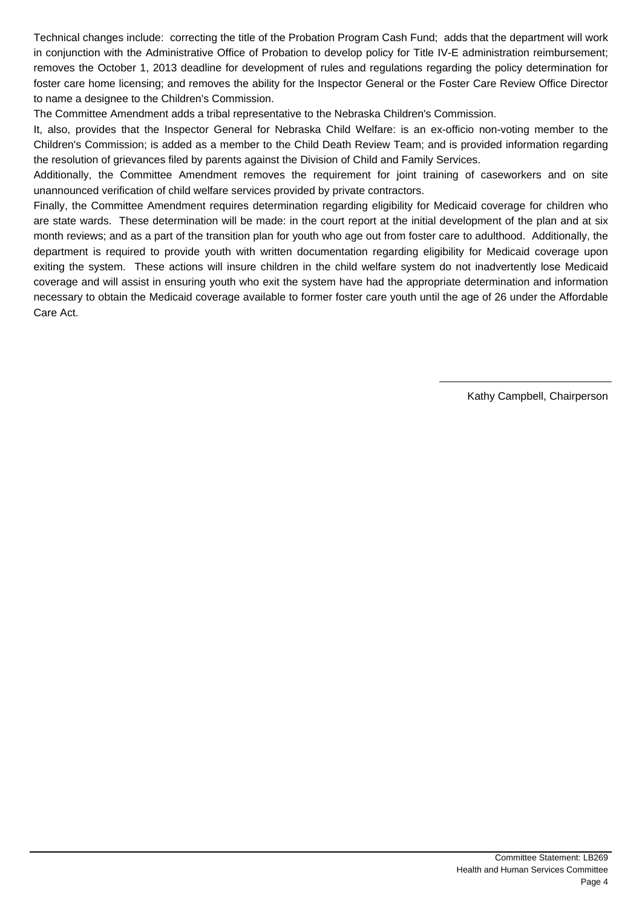Technical changes include: correcting the title of the Probation Program Cash Fund; adds that the department will work in conjunction with the Administrative Office of Probation to develop policy for Title IV-E administration reimbursement; removes the October 1, 2013 deadline for development of rules and regulations regarding the policy determination for foster care home licensing; and removes the ability for the Inspector General or the Foster Care Review Office Director to name a designee to the Children's Commission.

The Committee Amendment adds a tribal representative to the Nebraska Children's Commission.

It, also, provides that the Inspector General for Nebraska Child Welfare: is an ex-officio non-voting member to the Children's Commission; is added as a member to the Child Death Review Team; and is provided information regarding the resolution of grievances filed by parents against the Division of Child and Family Services.

Additionally, the Committee Amendment removes the requirement for joint training of caseworkers and on site unannounced verification of child welfare services provided by private contractors.

Finally, the Committee Amendment requires determination regarding eligibility for Medicaid coverage for children who are state wards. These determination will be made: in the court report at the initial development of the plan and at six month reviews; and as a part of the transition plan for youth who age out from foster care to adulthood. Additionally, the department is required to provide youth with written documentation regarding eligibility for Medicaid coverage upon exiting the system. These actions will insure children in the child welfare system do not inadvertently lose Medicaid coverage and will assist in ensuring youth who exit the system have had the appropriate determination and information necessary to obtain the Medicaid coverage available to former foster care youth until the age of 26 under the Affordable Care Act.

Kathy Campbell, Chairperson